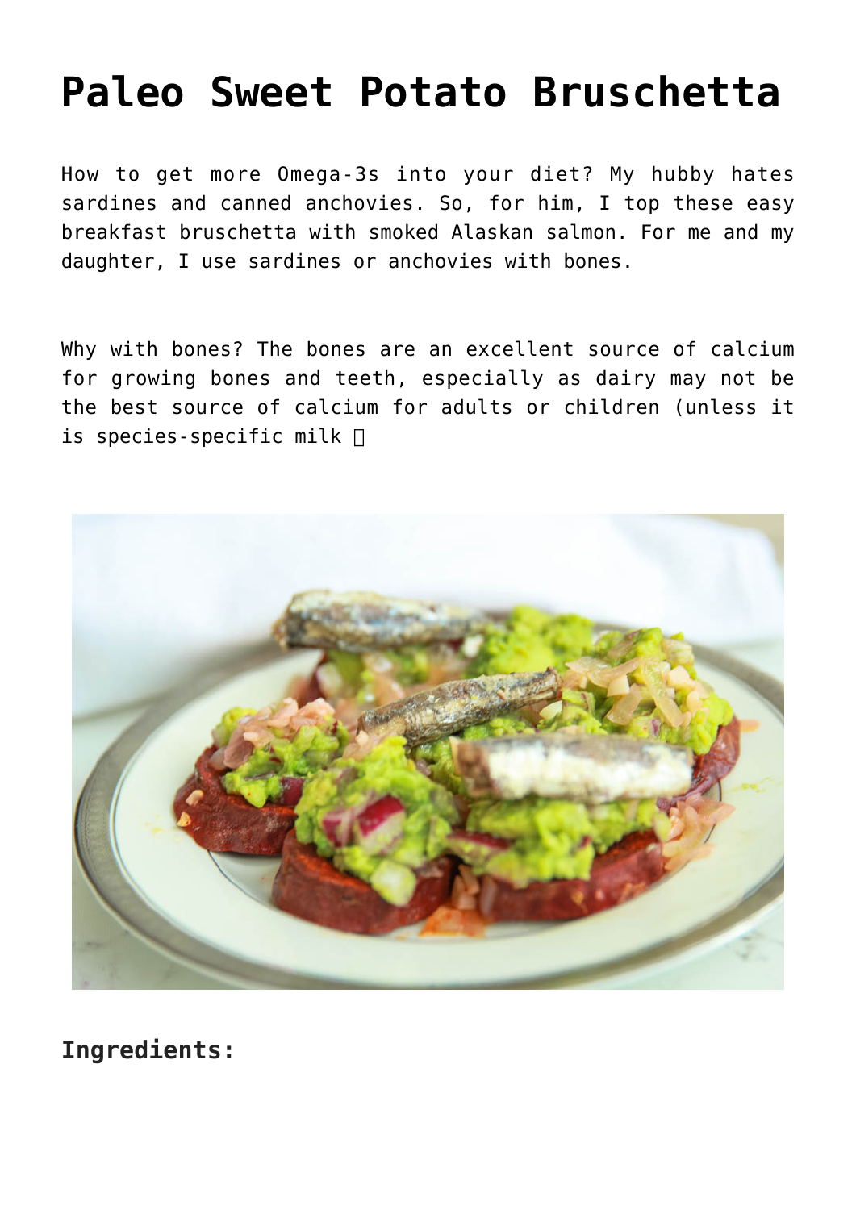# Paleo Sweet Potato Bruschetta

How to get more Omega-3s into your diet? My hubby hates sardines and canned anchovies. So, for him, I top these easy breakfast bruschetta with smoked Alaskan salmon. For me and my daughter, I use sardines or anchovies with bones.

Why with bones? The bones are an excellent source of calcium for growing bones and teeth, especially as dairy may not be the best source of calcium for adults or children (unless it is species-specific milk 

## Ingredients: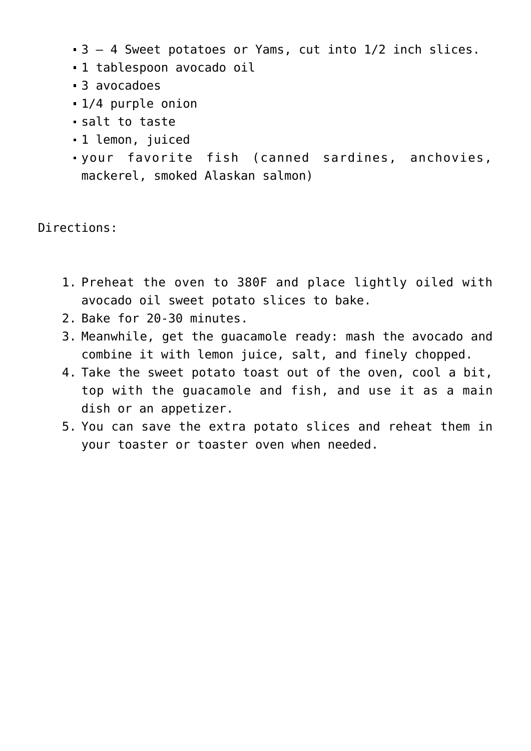- 3 – 4 Sweet potatoes or Yams, cut into 1/2 inch slices.
- 1 tablespoon avocado oil
- 3 avocadoes
- 1/4 purple onion
- salt to taste
- 1 lemon, juiced
- your favorite fish (canned sardines, anchovies, mackerel, smoked Alaskan salmon)

Directions:

1. Preheat the oven to 380F and place lightly oiled with avocado oil sweet potato slices to bake.
2. Bake for 20-30 minutes.
3. Meanwhile, get the guacamole ready: mash the avocado and combine it with lemon juice, salt, and finely chopped.
4. Take the sweet potato toast out of the oven, cool a bit, top with the guacamole and fish, and use it as a main dish or an appetizer.
5. You can save the extra potato slices and reheat them in your toaster or toaster oven when needed.